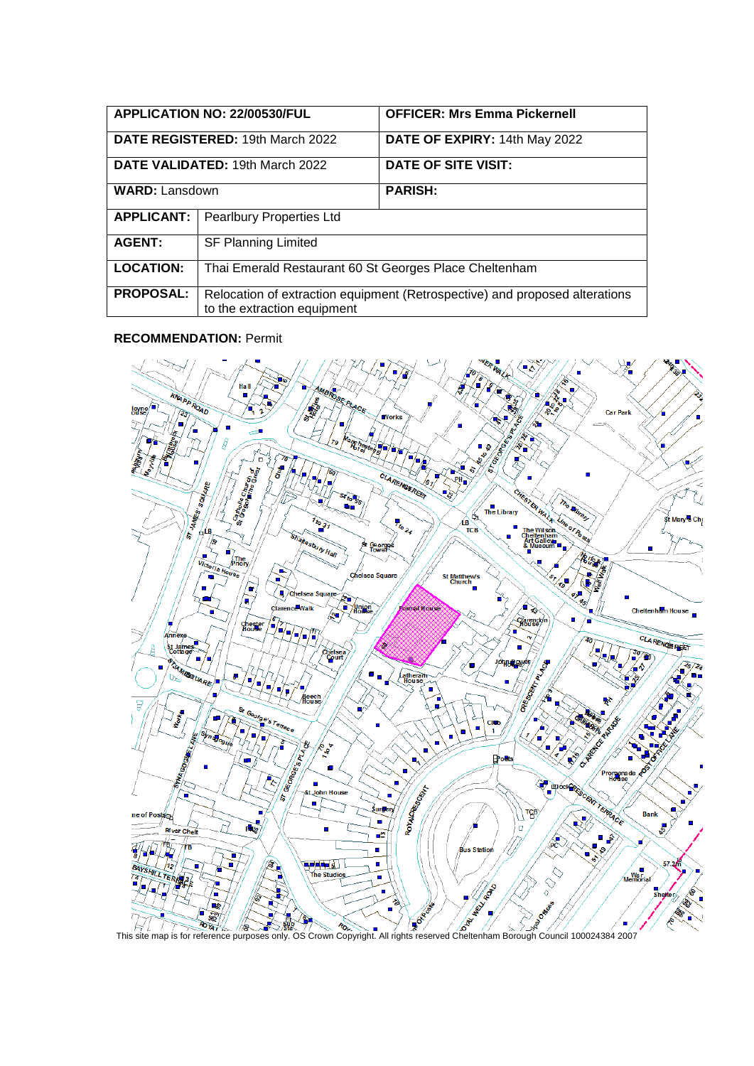| APPLICATION NO: 22/00530/FUL | | OFFICER: Mrs Emma Pickernell |
|---|---|---|
| DATE REGISTERED: 19th March 2022 | | DATE OF EXPIRY: 14th May 2022 |
| DATE VALIDATED: 19th March 2022 | | DATE OF SITE VISIT: |
| WARD: Lansdown | | PARISH: |
| APPLICANT: | Pearlbury Properties Ltd | |
| AGENT: | SF Planning Limited | |
| LOCATION: | Thai Emerald Restaurant 60 St Georges Place Cheltenham | |
| PROPOSAL: | Relocation of extraction equipment (Retrospective) and proposed alterations to the extraction equipment | |

**RECOMMENDATION:** Permit

This site map is for reference purposes only. OS Crown Copyright. All rights reserved Cheltenham Borough Council 100024384 2007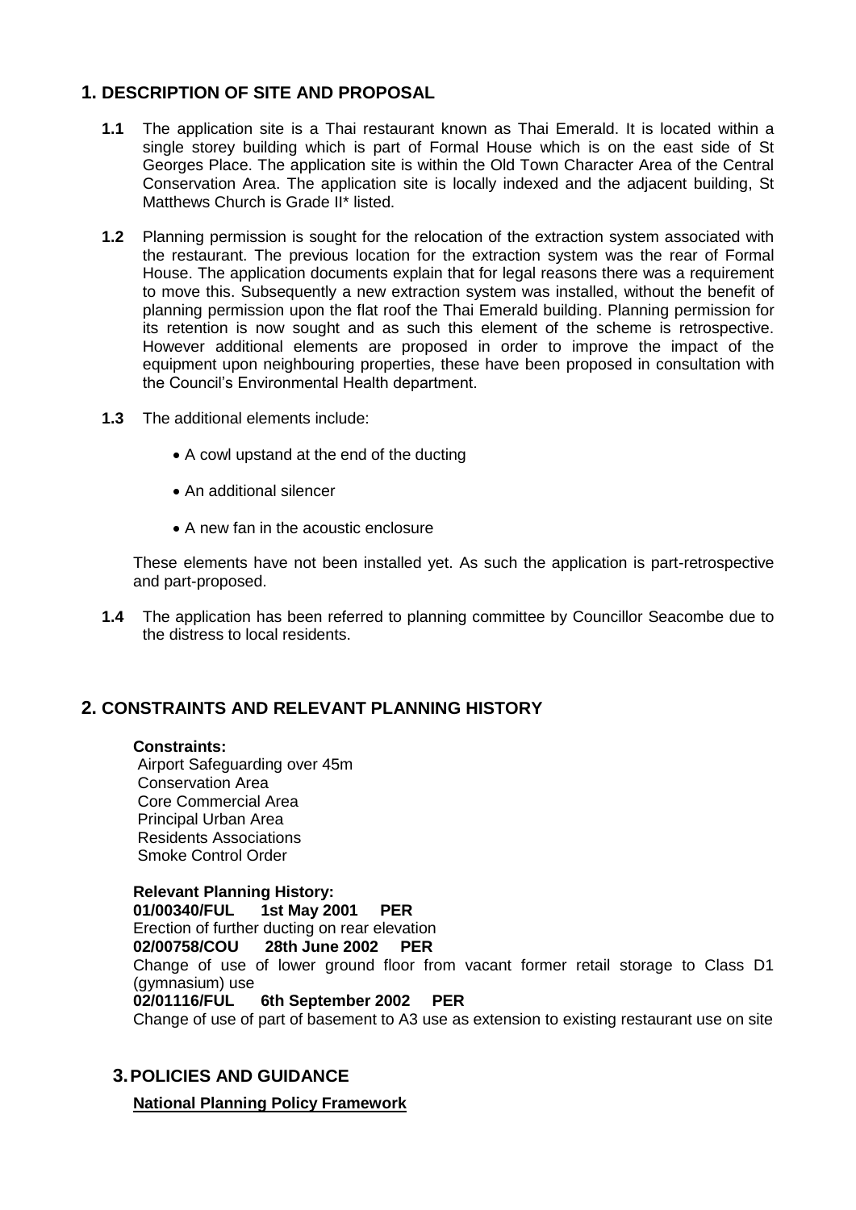## 1. DESCRIPTION OF SITE AND PROPOSAL

**1.1** The application site is a Thai restaurant known as Thai Emerald. It is located within a single storey building which is part of Formal House which is on the east side of St Georges Place. The application site is within the Old Town Character Area of the Central Conservation Area. The application site is locally indexed and the adjacent building, St Matthews Church is Grade II* listed.

**1.2** Planning permission is sought for the relocation of the extraction system associated with the restaurant. The previous location for the extraction system was the rear of Formal House. The application documents explain that for legal reasons there was a requirement to move this. Subsequently a new extraction system was installed, without the benefit of planning permission upon the flat roof the Thai Emerald building. Planning permission for its retention is now sought and as such this element of the scheme is retrospective. However additional elements are proposed in order to improve the impact of the equipment upon neighbouring properties, these have been proposed in consultation with the Council's Environmental Health department.

**1.3** The additional elements include:

- A cowl upstand at the end of the ducting
- An additional silencer
- A new fan in the acoustic enclosure

These elements have not been installed yet. As such the application is part-retrospective and part-proposed.

**1.4** The application has been referred to planning committee by Councillor Seacombe due to the distress to local residents.

## 2. CONSTRAINTS AND RELEVANT PLANNING HISTORY

**Constraints:**
Airport Safeguarding over 45m
Conservation Area
Core Commercial Area
Principal Urban Area
Residents Associations
Smoke Control Order

**Relevant Planning History:**
**01/00340/FUL 1st May 2001 PER**
Erection of further ducting on rear elevation
**02/00758/COU 28th June 2002 PER**
Change of use of lower ground floor from vacant former retail storage to Class D1 (gymnasium) use
**02/01116/FUL 6th September 2002 PER**
Change of use of part of basement to A3 use as extension to existing restaurant use on site

## 3. POLICIES AND GUIDANCE

**National Planning Policy Framework**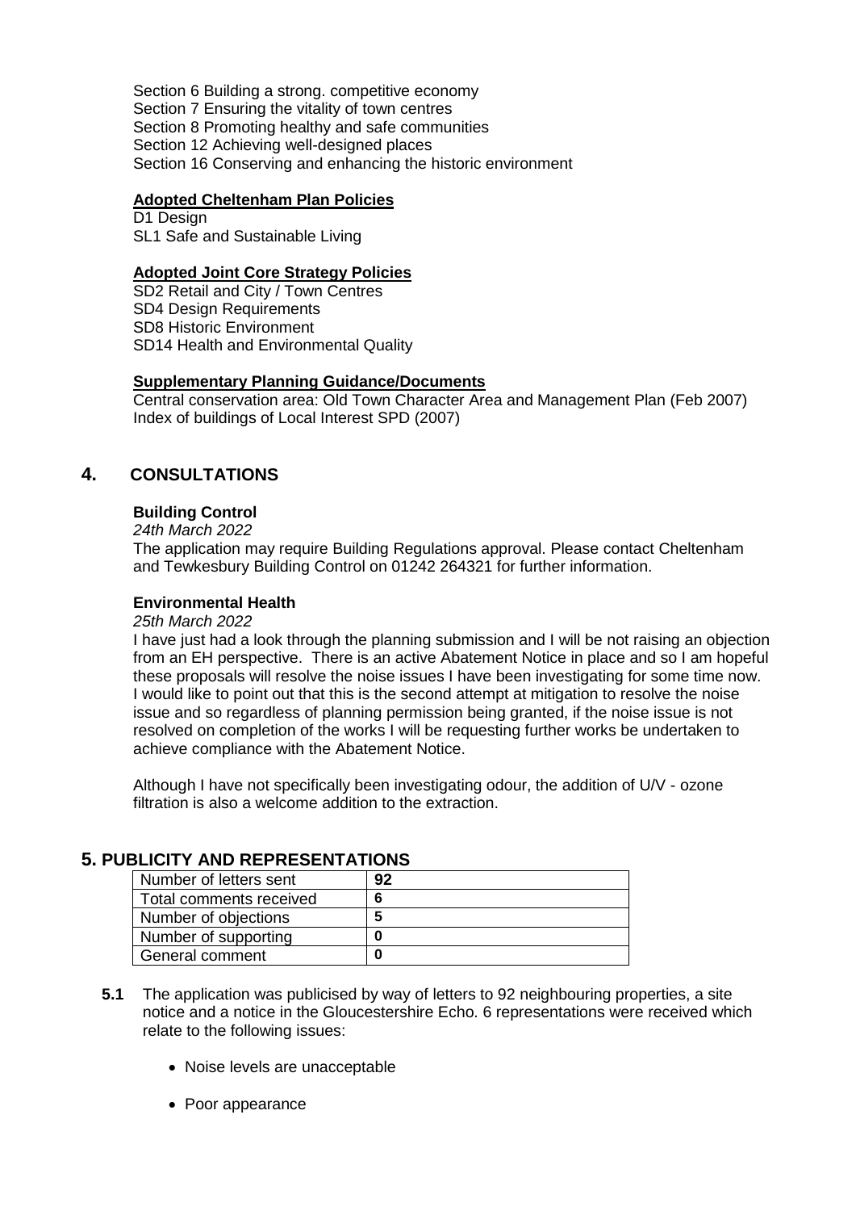Section 6 Building a strong. competitive economy
Section 7 Ensuring the vitality of town centres
Section 8 Promoting healthy and safe communities
Section 12 Achieving well-designed places
Section 16 Conserving and enhancing the historic environment

**Adopted Cheltenham Plan Policies**

D1 Design
SL1 Safe and Sustainable Living

**Adopted Joint Core Strategy Policies**

SD2 Retail and City / Town Centres
SD4 Design Requirements
SD8 Historic Environment
SD14 Health and Environmental Quality

**Supplementary Planning Guidance/Documents**

Central conservation area: Old Town Character Area and Management Plan (Feb 2007)
Index of buildings of Local Interest SPD (2007)

## 4. CONSULTATIONS

**Building Control**

*24th March 2022*

The application may require Building Regulations approval. Please contact Cheltenham and Tewkesbury Building Control on 01242 264321 for further information.

**Environmental Health**

*25th March 2022*

I have just had a look through the planning submission and I will be not raising an objection from an EH perspective. There is an active Abatement Notice in place and so I am hopeful these proposals will resolve the noise issues I have been investigating for some time now. I would like to point out that this is the second attempt at mitigation to resolve the noise issue and so regardless of planning permission being granted, if the noise issue is not resolved on completion of the works I will be requesting further works be undertaken to achieve compliance with the Abatement Notice.

Although I have not specifically been investigating odour, the addition of U/V - ozone filtration is also a welcome addition to the extraction.

## 5. PUBLICITY AND REPRESENTATIONS

| Number of letters sent | 92 |
|---|---|
| Total comments received | 6 |
| Number of objections | 5 |
| Number of supporting | 0 |
| General comment | 0 |

**5.1** The application was publicised by way of letters to 92 neighbouring properties, a site notice and a notice in the Gloucestershire Echo. 6 representations were received which relate to the following issues:

- Noise levels are unacceptable
- Poor appearance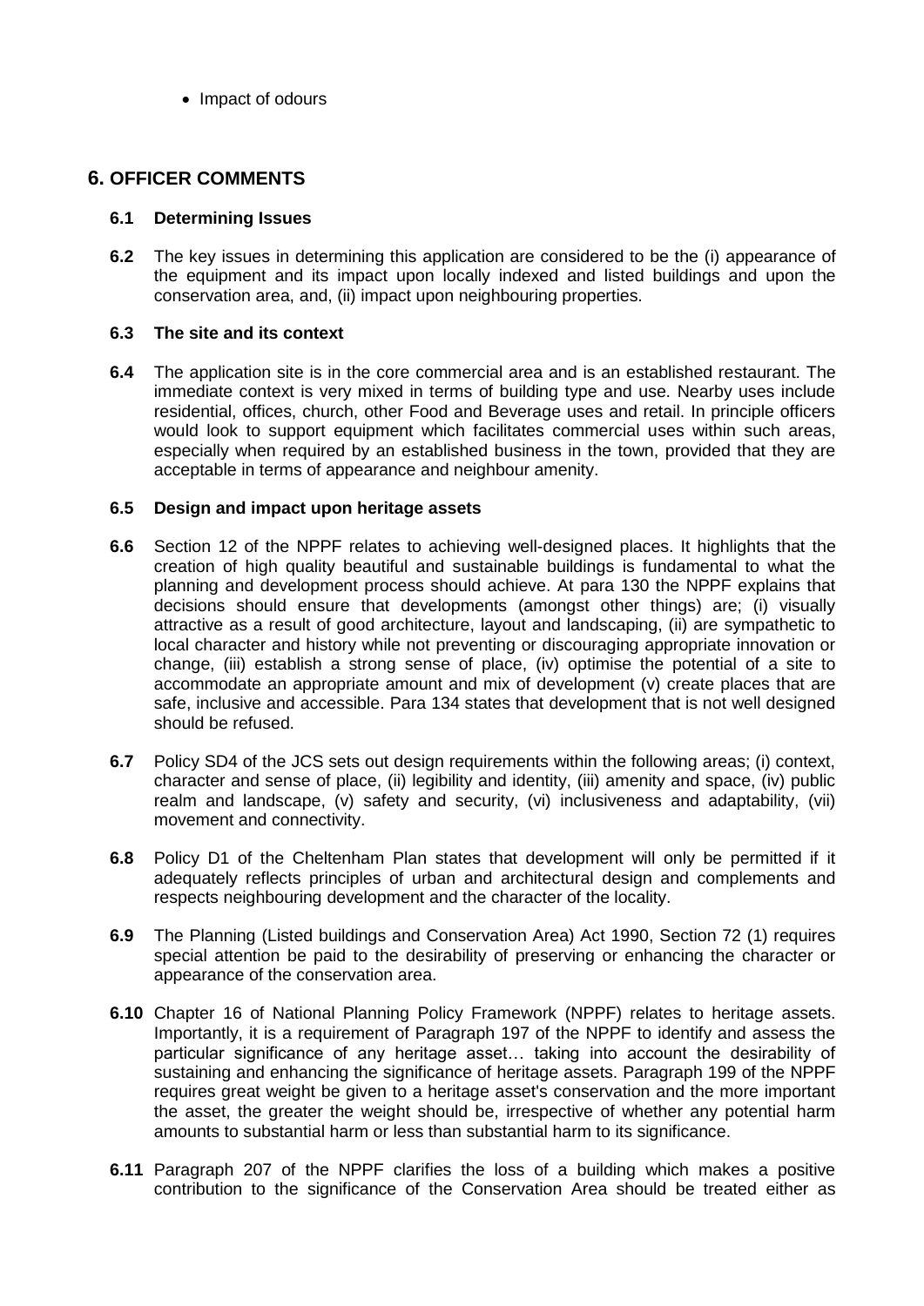- Impact of odours

## 6. OFFICER COMMENTS

**6.1 Determining Issues**

**6.2** The key issues in determining this application are considered to be the (i) appearance of the equipment and its impact upon locally indexed and listed buildings and upon the conservation area, and, (ii) impact upon neighbouring properties.

**6.3 The site and its context**

**6.4** The application site is in the core commercial area and is an established restaurant. The immediate context is very mixed in terms of building type and use. Nearby uses include residential, offices, church, other Food and Beverage uses and retail. In principle officers would look to support equipment which facilitates commercial uses within such areas, especially when required by an established business in the town, provided that they are acceptable in terms of appearance and neighbour amenity.

**6.5 Design and impact upon heritage assets**

**6.6** Section 12 of the NPPF relates to achieving well-designed places. It highlights that the creation of high quality beautiful and sustainable buildings is fundamental to what the planning and development process should achieve. At para 130 the NPPF explains that decisions should ensure that developments (amongst other things) are; (i) visually attractive as a result of good architecture, layout and landscaping, (ii) are sympathetic to local character and history while not preventing or discouraging appropriate innovation or change, (iii) establish a strong sense of place, (iv) optimise the potential of a site to accommodate an appropriate amount and mix of development (v) create places that are safe, inclusive and accessible. Para 134 states that development that is not well designed should be refused.

**6.7** Policy SD4 of the JCS sets out design requirements within the following areas; (i) context, character and sense of place, (ii) legibility and identity, (iii) amenity and space, (iv) public realm and landscape, (v) safety and security, (vi) inclusiveness and adaptability, (vii) movement and connectivity.

**6.8** Policy D1 of the Cheltenham Plan states that development will only be permitted if it adequately reflects principles of urban and architectural design and complements and respects neighbouring development and the character of the locality.

**6.9** The Planning (Listed buildings and Conservation Area) Act 1990, Section 72 (1) requires special attention be paid to the desirability of preserving or enhancing the character or appearance of the conservation area.

**6.10** Chapter 16 of National Planning Policy Framework (NPPF) relates to heritage assets. Importantly, it is a requirement of Paragraph 197 of the NPPF to identify and assess the particular significance of any heritage asset… taking into account the desirability of sustaining and enhancing the significance of heritage assets. Paragraph 199 of the NPPF requires great weight be given to a heritage asset's conservation and the more important the asset, the greater the weight should be, irrespective of whether any potential harm amounts to substantial harm or less than substantial harm to its significance.

**6.11** Paragraph 207 of the NPPF clarifies the loss of a building which makes a positive contribution to the significance of the Conservation Area should be treated either as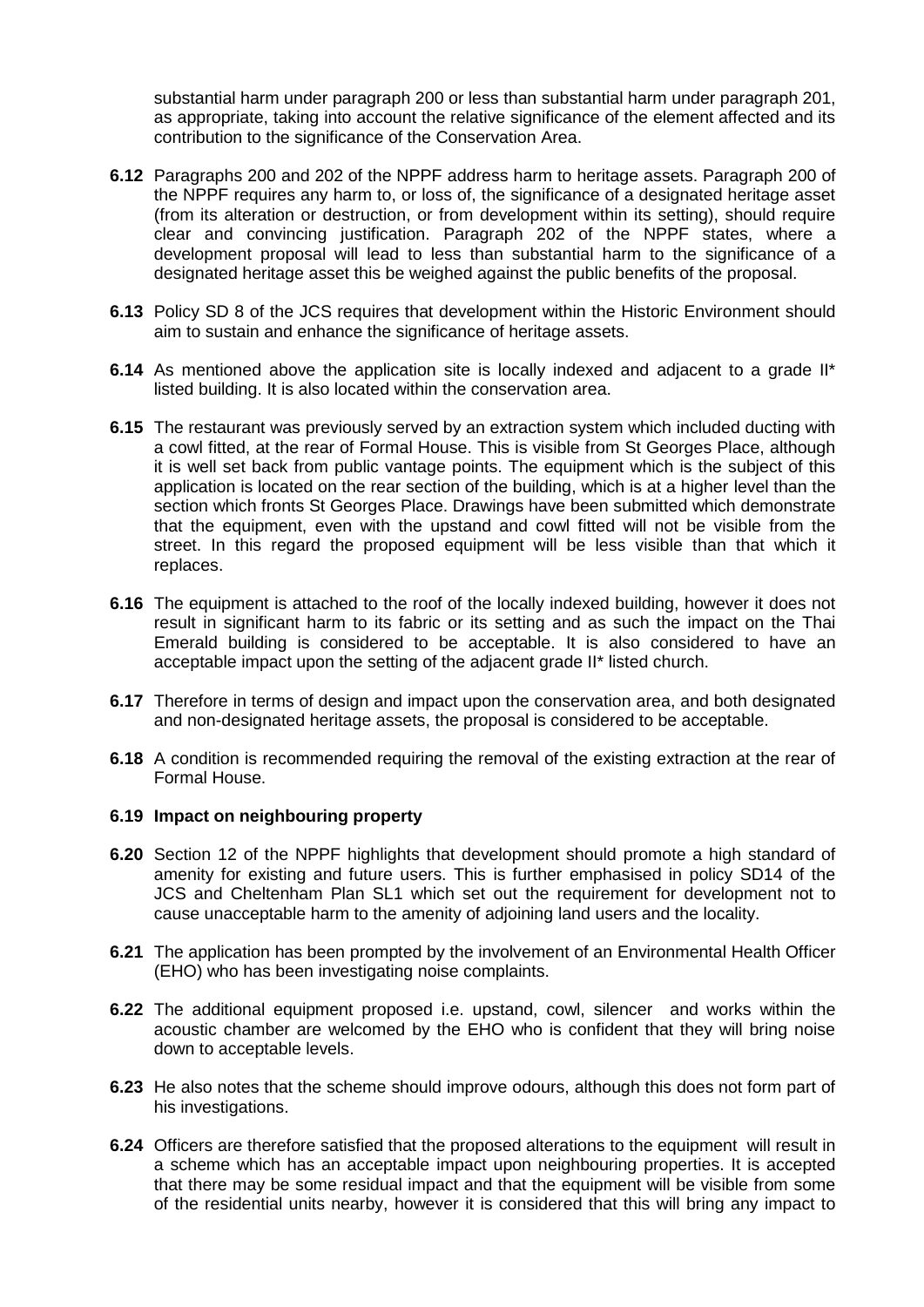substantial harm under paragraph 200 or less than substantial harm under paragraph 201, as appropriate, taking into account the relative significance of the element affected and its contribution to the significance of the Conservation Area.

**6.12** Paragraphs 200 and 202 of the NPPF address harm to heritage assets. Paragraph 200 of the NPPF requires any harm to, or loss of, the significance of a designated heritage asset (from its alteration or destruction, or from development within its setting), should require clear and convincing justification. Paragraph 202 of the NPPF states, where a development proposal will lead to less than substantial harm to the significance of a designated heritage asset this be weighed against the public benefits of the proposal.

**6.13** Policy SD 8 of the JCS requires that development within the Historic Environment should aim to sustain and enhance the significance of heritage assets.

**6.14** As mentioned above the application site is locally indexed and adjacent to a grade II* listed building. It is also located within the conservation area.

**6.15** The restaurant was previously served by an extraction system which included ducting with a cowl fitted, at the rear of Formal House. This is visible from St Georges Place, although it is well set back from public vantage points. The equipment which is the subject of this application is located on the rear section of the building, which is at a higher level than the section which fronts St Georges Place. Drawings have been submitted which demonstrate that the equipment, even with the upstand and cowl fitted will not be visible from the street. In this regard the proposed equipment will be less visible than that which it replaces.

**6.16** The equipment is attached to the roof of the locally indexed building, however it does not result in significant harm to its fabric or its setting and as such the impact on the Thai Emerald building is considered to be acceptable. It is also considered to have an acceptable impact upon the setting of the adjacent grade II* listed church.

**6.17** Therefore in terms of design and impact upon the conservation area, and both designated and non-designated heritage assets, the proposal is considered to be acceptable.

**6.18** A condition is recommended requiring the removal of the existing extraction at the rear of Formal House.

**6.19 Impact on neighbouring property**

**6.20** Section 12 of the NPPF highlights that development should promote a high standard of amenity for existing and future users. This is further emphasised in policy SD14 of the JCS and Cheltenham Plan SL1 which set out the requirement for development not to cause unacceptable harm to the amenity of adjoining land users and the locality.

**6.21** The application has been prompted by the involvement of an Environmental Health Officer (EHO) who has been investigating noise complaints.

**6.22** The additional equipment proposed i.e. upstand, cowl, silencer and works within the acoustic chamber are welcomed by the EHO who is confident that they will bring noise down to acceptable levels.

**6.23** He also notes that the scheme should improve odours, although this does not form part of his investigations.

**6.24** Officers are therefore satisfied that the proposed alterations to the equipment will result in a scheme which has an acceptable impact upon neighbouring properties. It is accepted that there may be some residual impact and that the equipment will be visible from some of the residential units nearby, however it is considered that this will bring any impact to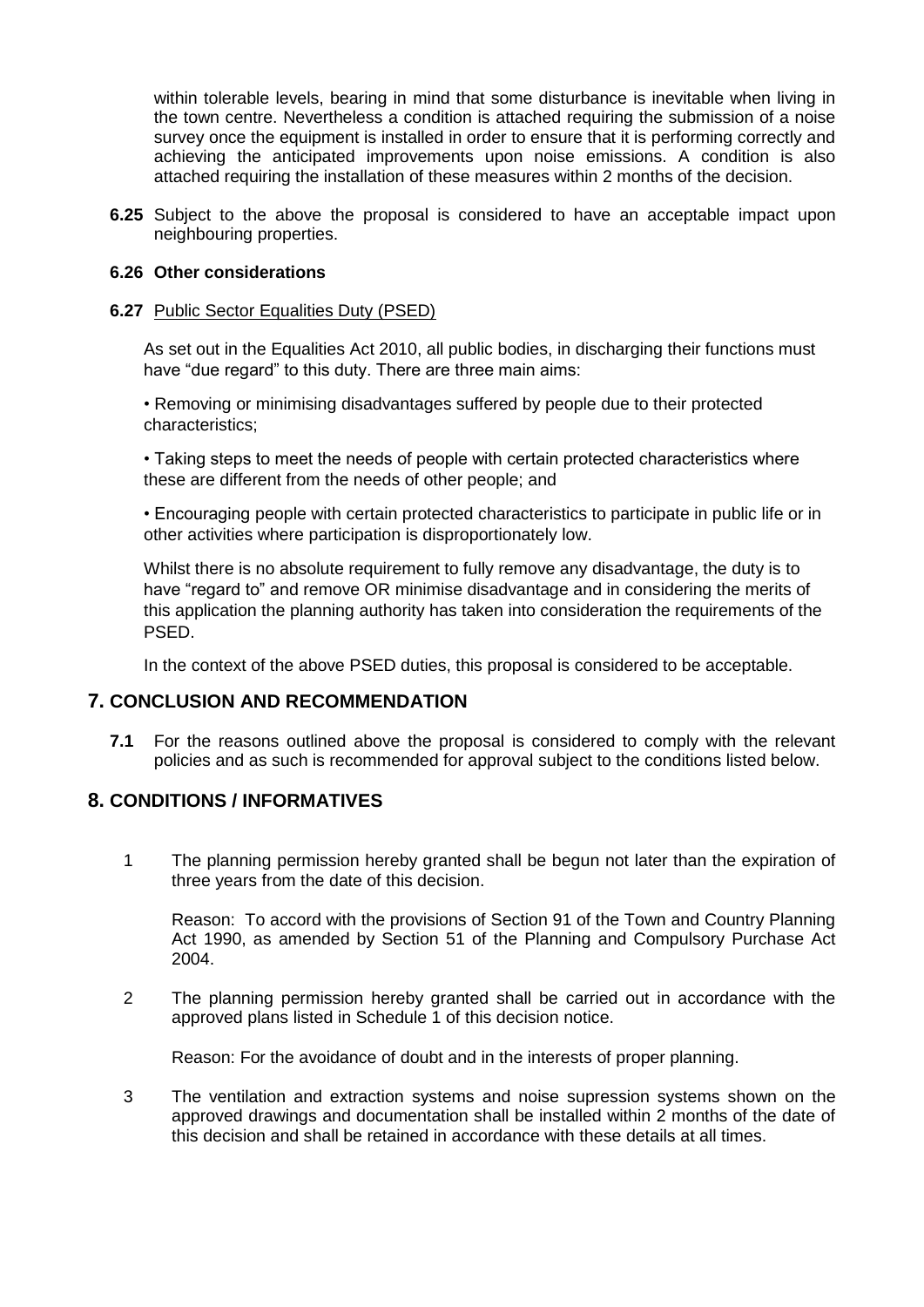within tolerable levels, bearing in mind that some disturbance is inevitable when living in the town centre. Nevertheless a condition is attached requiring the submission of a noise survey once the equipment is installed in order to ensure that it is performing correctly and achieving the anticipated improvements upon noise emissions. A condition is also attached requiring the installation of these measures within 2 months of the decision.

**6.25** Subject to the above the proposal is considered to have an acceptable impact upon neighbouring properties.

**6.26 Other considerations**

**6.27** Public Sector Equalities Duty (PSED)

As set out in the Equalities Act 2010, all public bodies, in discharging their functions must have "due regard" to this duty. There are three main aims:

• Removing or minimising disadvantages suffered by people due to their protected characteristics;

• Taking steps to meet the needs of people with certain protected characteristics where these are different from the needs of other people; and

• Encouraging people with certain protected characteristics to participate in public life or in other activities where participation is disproportionately low.

Whilst there is no absolute requirement to fully remove any disadvantage, the duty is to have "regard to" and remove OR minimise disadvantage and in considering the merits of this application the planning authority has taken into consideration the requirements of the PSED.

In the context of the above PSED duties, this proposal is considered to be acceptable.

## 7. CONCLUSION AND RECOMMENDATION

**7.1** For the reasons outlined above the proposal is considered to comply with the relevant policies and as such is recommended for approval subject to the conditions listed below.

## 8. CONDITIONS / INFORMATIVES

1 The planning permission hereby granted shall be begun not later than the expiration of three years from the date of this decision.

Reason: To accord with the provisions of Section 91 of the Town and Country Planning Act 1990, as amended by Section 51 of the Planning and Compulsory Purchase Act 2004.

2 The planning permission hereby granted shall be carried out in accordance with the approved plans listed in Schedule 1 of this decision notice.

Reason: For the avoidance of doubt and in the interests of proper planning.

3 The ventilation and extraction systems and noise supression systems shown on the approved drawings and documentation shall be installed within 2 months of the date of this decision and shall be retained in accordance with these details at all times.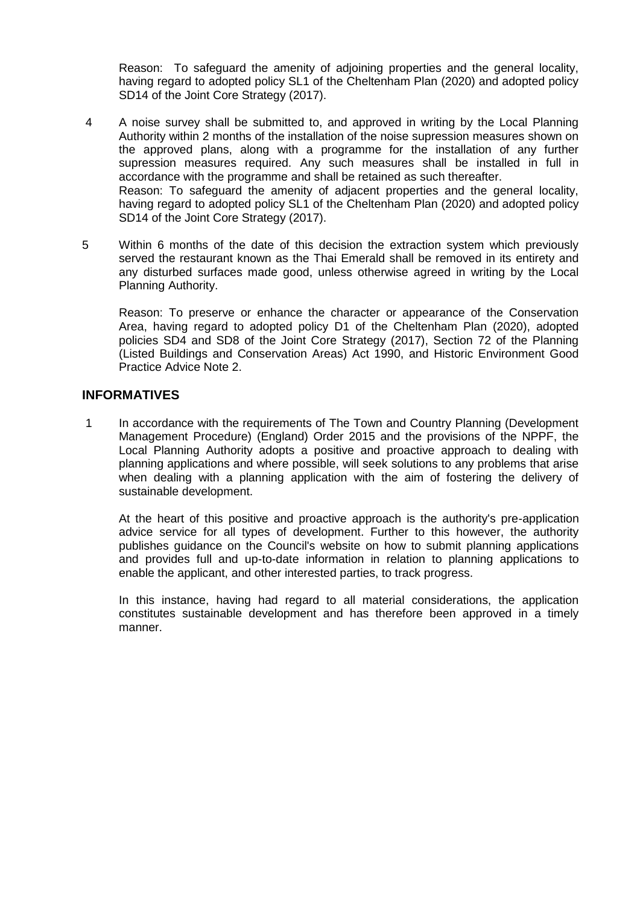Reason: To safeguard the amenity of adjoining properties and the general locality, having regard to adopted policy SL1 of the Cheltenham Plan (2020) and adopted policy SD14 of the Joint Core Strategy (2017).

4 A noise survey shall be submitted to, and approved in writing by the Local Planning Authority within 2 months of the installation of the noise supression measures shown on the approved plans, along with a programme for the installation of any further supression measures required. Any such measures shall be installed in full in accordance with the programme and shall be retained as such thereafter.
Reason: To safeguard the amenity of adjacent properties and the general locality, having regard to adopted policy SL1 of the Cheltenham Plan (2020) and adopted policy SD14 of the Joint Core Strategy (2017).

5 Within 6 months of the date of this decision the extraction system which previously served the restaurant known as the Thai Emerald shall be removed in its entirety and any disturbed surfaces made good, unless otherwise agreed in writing by the Local Planning Authority.

Reason: To preserve or enhance the character or appearance of the Conservation Area, having regard to adopted policy D1 of the Cheltenham Plan (2020), adopted policies SD4 and SD8 of the Joint Core Strategy (2017), Section 72 of the Planning (Listed Buildings and Conservation Areas) Act 1990, and Historic Environment Good Practice Advice Note 2.

## INFORMATIVES

1 In accordance with the requirements of The Town and Country Planning (Development Management Procedure) (England) Order 2015 and the provisions of the NPPF, the Local Planning Authority adopts a positive and proactive approach to dealing with planning applications and where possible, will seek solutions to any problems that arise when dealing with a planning application with the aim of fostering the delivery of sustainable development.

At the heart of this positive and proactive approach is the authority's pre-application advice service for all types of development. Further to this however, the authority publishes guidance on the Council's website on how to submit planning applications and provides full and up-to-date information in relation to planning applications to enable the applicant, and other interested parties, to track progress.

In this instance, having had regard to all material considerations, the application constitutes sustainable development and has therefore been approved in a timely manner.